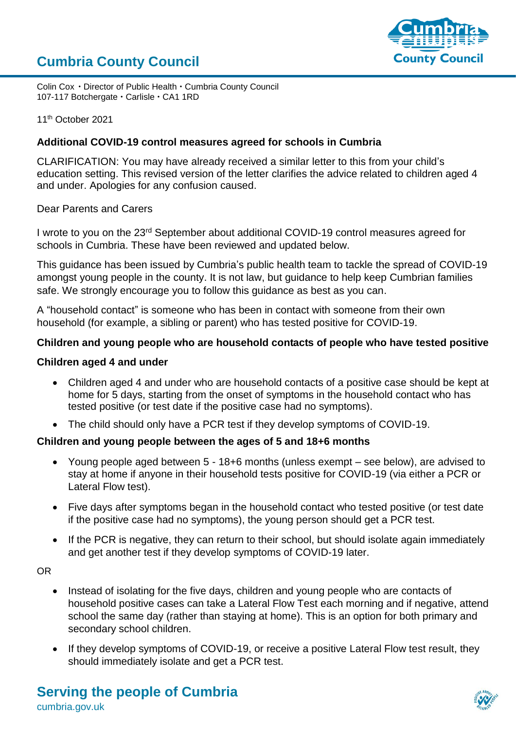# Cumbria County Council

Colin Cox・Director of Public Health・Cumbria County Council
107-117 Botchergate・Carlisle・CA1 1RD

11th October 2021

**Additional COVID-19 control measures agreed for schools in Cumbria**

CLARIFICATION: You may have already received a similar letter to this from your child's education setting. This revised version of the letter clarifies the advice related to children aged 4 and under. Apologies for any confusion caused.

Dear Parents and Carers

I wrote to you on the 23rd September about additional COVID-19 control measures agreed for schools in Cumbria. These have been reviewed and updated below.

This guidance has been issued by Cumbria's public health team to tackle the spread of COVID-19 amongst young people in the county. It is not law, but guidance to help keep Cumbrian families safe. We strongly encourage you to follow this guidance as best as you can.

A "household contact" is someone who has been in contact with someone from their own household (for example, a sibling or parent) who has tested positive for COVID-19.

**Children and young people who are household contacts of people who have tested positive**

**Children aged 4 and under**

- Children aged 4 and under who are household contacts of a positive case should be kept at home for 5 days, starting from the onset of symptoms in the household contact who has tested positive (or test date if the positive case had no symptoms).
- The child should only have a PCR test if they develop symptoms of COVID-19.

**Children and young people between the ages of 5 and 18+6 months**

- Young people aged between 5 - 18+6 months (unless exempt – see below), are advised to stay at home if anyone in their household tests positive for COVID-19 (via either a PCR or Lateral Flow test).
- Five days after symptoms began in the household contact who tested positive (or test date if the positive case had no symptoms), the young person should get a PCR test.
- If the PCR is negative, they can return to their school, but should isolate again immediately and get another test if they develop symptoms of COVID-19 later.

OR

- Instead of isolating for the five days, children and young people who are contacts of household positive cases can take a Lateral Flow Test each morning and if negative, attend school the same day (rather than staying at home). This is an option for both primary and secondary school children.
- If they develop symptoms of COVID-19, or receive a positive Lateral Flow test result, they should immediately isolate and get a PCR test.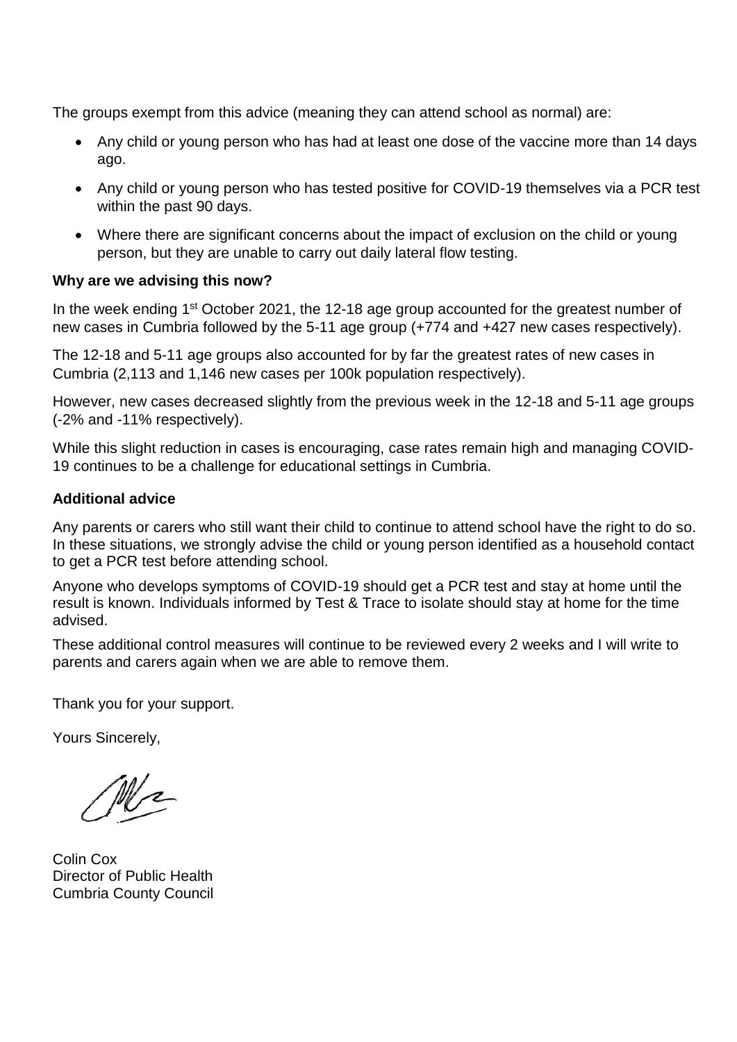The groups exempt from this advice (meaning they can attend school as normal) are:

- Any child or young person who has had at least one dose of the vaccine more than 14 days ago.
- Any child or young person who has tested positive for COVID-19 themselves via a PCR test within the past 90 days.
- Where there are significant concerns about the impact of exclusion on the child or young person, but they are unable to carry out daily lateral flow testing.

**Why are we advising this now?**

In the week ending 1st October 2021, the 12-18 age group accounted for the greatest number of new cases in Cumbria followed by the 5-11 age group (+774 and +427 new cases respectively).

The 12-18 and 5-11 age groups also accounted for by far the greatest rates of new cases in Cumbria (2,113 and 1,146 new cases per 100k population respectively).

However, new cases decreased slightly from the previous week in the 12-18 and 5-11 age groups (-2% and -11% respectively).

While this slight reduction in cases is encouraging, case rates remain high and managing COVID-19 continues to be a challenge for educational settings in Cumbria.

**Additional advice**

Any parents or carers who still want their child to continue to attend school have the right to do so. In these situations, we strongly advise the child or young person identified as a household contact to get a PCR test before attending school.

Anyone who develops symptoms of COVID-19 should get a PCR test and stay at home until the result is known. Individuals informed by Test & Trace to isolate should stay at home for the time advised.

These additional control measures will continue to be reviewed every 2 weeks and I will write to parents and carers again when we are able to remove them.

Thank you for your support.

Yours Sincerely,

Colin Cox
Director of Public Health
Cumbria County Council